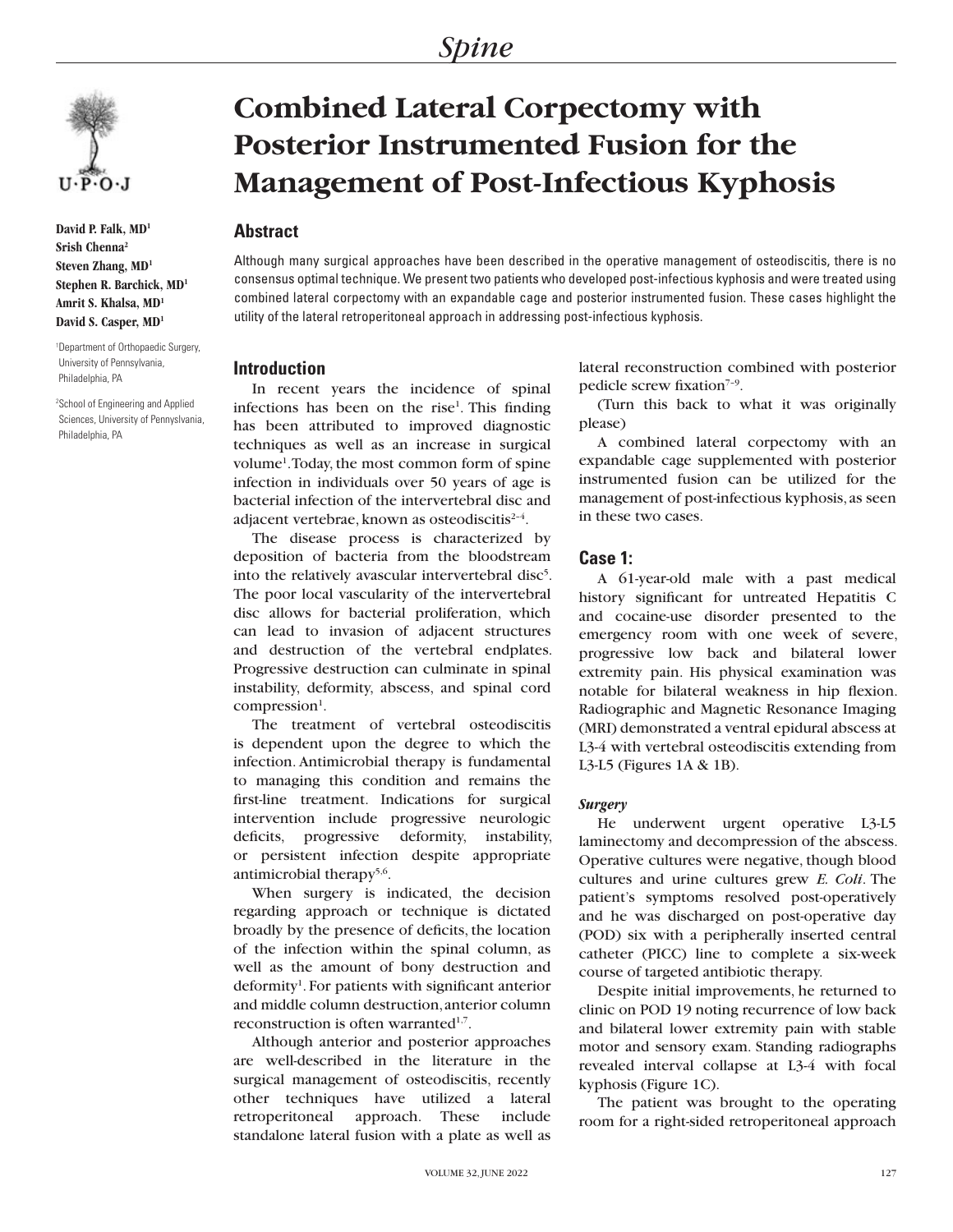# Combined Lateral Corpectomy with Posterior Instrumented Fusion for the Management of Post-Infectious Kyphosis

**David P. Falk, MD[1]**
**Srish Chenna[2]**
**Steven Zhang, MD[1]**
**Stephen R. Barchick, MD[1]**
**Amrit S. Khalsa, MD[1]**
**David S. Casper, MD[1]**

[1]Department of Orthopaedic Surgery, University of Pennsylvania, Philadelphia, PA

[2]School of Engineering and Applied Sciences, University of Pennsylvania, Philadelphia, PA

## Abstract

Although many surgical approaches have been described in the operative management of osteodiscitis, there is no consensus optimal technique. We present two patients who developed post-infectious kyphosis and were treated using combined lateral corpectomy with an expandable cage and posterior instrumented fusion. These cases highlight the utility of the lateral retroperitoneal approach in addressing post-infectious kyphosis.

## Introduction

In recent years the incidence of spinal infections has been on the rise[1]. This finding has been attributed to improved diagnostic techniques as well as an increase in surgical volume[1]. Today, the most common form of spine infection in individuals over 50 years of age is bacterial infection of the intervertebral disc and adjacent vertebrae, known as osteodiscitis[2–4].

The disease process is characterized by deposition of bacteria from the bloodstream into the relatively avascular intervertebral disc[5]. The poor local vascularity of the intervertebral disc allows for bacterial proliferation, which can lead to invasion of adjacent structures and destruction of the vertebral endplates. Progressive destruction can culminate in spinal instability, deformity, abscess, and spinal cord compression[1].

The treatment of vertebral osteodiscitis is dependent upon the degree to which the infection. Antimicrobial therapy is fundamental to managing this condition and remains the first-line treatment. Indications for surgical intervention include progressive neurologic deficits, progressive deformity, instability, or persistent infection despite appropriate antimicrobial therapy[5,6].

When surgery is indicated, the decision regarding approach or technique is dictated broadly by the presence of deficits, the location of the infection within the spinal column, as well as the amount of bony destruction and deformity[1]. For patients with significant anterior and middle column destruction, anterior column reconstruction is often warranted[1,7].

Although anterior and posterior approaches are well-described in the literature in the surgical management of osteodiscitis, recently other techniques have utilized a lateral retroperitoneal approach. These include standalone lateral fusion with a plate as well as lateral reconstruction combined with posterior pedicle screw fixation[7–9].

(Turn this back to what it was originally please)

A combined lateral corpectomy with an expandable cage supplemented with posterior instrumented fusion can be utilized for the management of post-infectious kyphosis, as seen in these two cases.

## Case 1:

A 61-year-old male with a past medical history significant for untreated Hepatitis C and cocaine-use disorder presented to the emergency room with one week of severe, progressive low back and bilateral lower extremity pain. His physical examination was notable for bilateral weakness in hip flexion. Radiographic and Magnetic Resonance Imaging (MRI) demonstrated a ventral epidural abscess at L3-4 with vertebral osteodiscitis extending from L3-L5 (Figures 1A & 1B).

### *Surgery*

He underwent urgent operative L3-L5 laminectomy and decompression of the abscess. Operative cultures were negative, though blood cultures and urine cultures grew *E. Coli*. The patient's symptoms resolved post-operatively and he was discharged on post-operative day (POD) six with a peripherally inserted central catheter (PICC) line to complete a six-week course of targeted antibiotic therapy.

Despite initial improvements, he returned to clinic on POD 19 noting recurrence of low back and bilateral lower extremity pain with stable motor and sensory exam. Standing radiographs revealed interval collapse at L3-4 with focal kyphosis (Figure 1C).

The patient was brought to the operating room for a right-sided retroperitoneal approach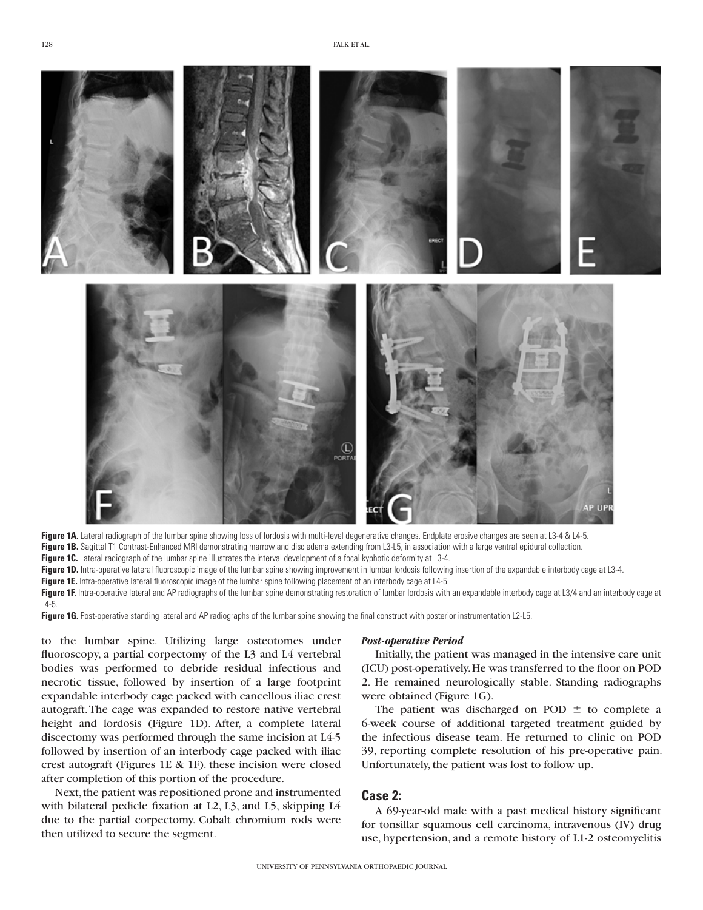**Figure 1A.** Lateral radiograph of the lumbar spine showing loss of lordosis with multi-level degenerative changes. Endplate erosive changes are seen at L3-4 & L4-5.

**Figure 1B.** Sagittal T1 Contrast-Enhanced MRI demonstrating marrow and disc edema extending from L3-L5, in association with a large ventral epidural collection.

**Figure 1C.** Lateral radiograph of the lumbar spine illustrates the interval development of a focal kyphotic deformity at L3-4.

**Figure 1D.** Intra-operative lateral fluoroscopic image of the lumbar spine showing improvement in lumbar lordosis following insertion of the expandable interbody cage at L3-4.

**Figure 1E.** Intra-operative lateral fluoroscopic image of the lumbar spine following placement of an interbody cage at L4-5.

**Figure 1F.** Intra-operative lateral and AP radiographs of the lumbar spine demonstrating restoration of lumbar lordosis with an expandable interbody cage at L3/4 and an interbody cage at L4-5.

**Figure 1G.** Post-operative standing lateral and AP radiographs of the lumbar spine showing the final construct with posterior instrumentation L2-L5.

to the lumbar spine. Utilizing large osteotomes under fluoroscopy, a partial corpectomy of the L3 and L4 vertebral bodies was performed to debride residual infectious and necrotic tissue, followed by insertion of a large footprint expandable interbody cage packed with cancellous iliac crest autograft. The cage was expanded to restore native vertebral height and lordosis (Figure 1D). After, a complete lateral discectomy was performed through the same incision at L4-5 followed by insertion of an interbody cage packed with iliac crest autograft (Figures 1E & 1F). these incision were closed after completion of this portion of the procedure.

Next, the patient was repositioned prone and instrumented with bilateral pedicle fixation at L2, L3, and L5, skipping L4 due to the partial corpectomy. Cobalt chromium rods were then utilized to secure the segment.

***Post-operative Period***

Initially, the patient was managed in the intensive care unit (ICU) post-operatively. He was transferred to the floor on POD 2. He remained neurologically stable. Standing radiographs were obtained (Figure 1G).

The patient was discharged on POD ± to complete a 6-week course of additional targeted treatment guided by the infectious disease team. He returned to clinic on POD 39, reporting complete resolution of his pre-operative pain. Unfortunately, the patient was lost to follow up.

## Case 2:

A 69-year-old male with a past medical history significant for tonsillar squamous cell carcinoma, intravenous (IV) drug use, hypertension, and a remote history of L1-2 osteomyelitis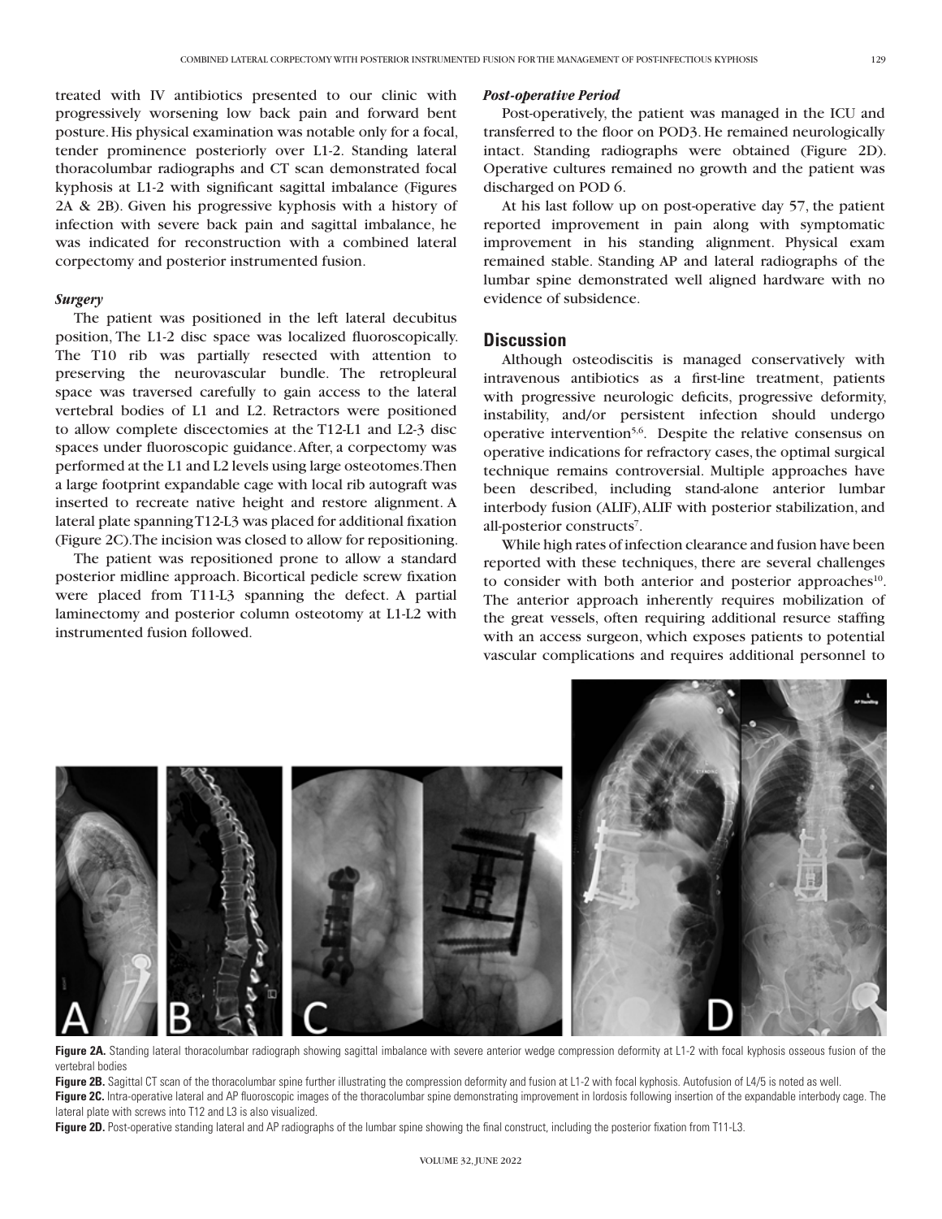treated with IV antibiotics presented to our clinic with progressively worsening low back pain and forward bent posture. His physical examination was notable only for a focal, tender prominence posteriorly over L1-2. Standing lateral thoracolumbar radiographs and CT scan demonstrated focal kyphosis at L1-2 with significant sagittal imbalance (Figures 2A & 2B). Given his progressive kyphosis with a history of infection with severe back pain and sagittal imbalance, he was indicated for reconstruction with a combined lateral corpectomy and posterior instrumented fusion.

### *Surgery*

The patient was positioned in the left lateral decubitus position, The L1-2 disc space was localized fluoroscopically. The T10 rib was partially resected with attention to preserving the neurovascular bundle. The retropleural space was traversed carefully to gain access to the lateral vertebral bodies of L1 and L2. Retractors were positioned to allow complete discectomies at the T12-L1 and L2-3 disc spaces under fluoroscopic guidance. After, a corpectomy was performed at the L1 and L2 levels using large osteotomes. Then a large footprint expandable cage with local rib autograft was inserted to recreate native height and restore alignment. A lateral plate spanning T12-L3 was placed for additional fixation (Figure 2C). The incision was closed to allow for repositioning.

The patient was repositioned prone to allow a standard posterior midline approach. Bicortical pedicle screw fixation were placed from T11-L3 spanning the defect. A partial laminectomy and posterior column osteotomy at L1-L2 with instrumented fusion followed.

### *Post-operative Period*

Post-operatively, the patient was managed in the ICU and transferred to the floor on POD3. He remained neurologically intact. Standing radiographs were obtained (Figure 2D). Operative cultures remained no growth and the patient was discharged on POD 6.

At his last follow up on post-operative day 57, the patient reported improvement in pain along with symptomatic improvement in his standing alignment. Physical exam remained stable. Standing AP and lateral radiographs of the lumbar spine demonstrated well aligned hardware with no evidence of subsidence.

## Discussion

Although osteodiscitis is managed conservatively with intravenous antibiotics as a first-line treatment, patients with progressive neurologic deficits, progressive deformity, instability, and/or persistent infection should undergo operative intervention[5,6]. Despite the relative consensus on operative indications for refractory cases, the optimal surgical technique remains controversial. Multiple approaches have been described, including stand-alone anterior lumbar interbody fusion (ALIF), ALIF with posterior stabilization, and all-posterior constructs[7].

While high rates of infection clearance and fusion have been reported with these techniques, there are several challenges to consider with both anterior and posterior approaches[10]. The anterior approach inherently requires mobilization of the great vessels, often requiring additional resurce staffing with an access surgeon, which exposes patients to potential vascular complications and requires additional personnel to

**Figure 2A.** Standing lateral thoracolumbar radiograph showing sagittal imbalance with severe anterior wedge compression deformity at L1-2 with focal kyphosis osseous fusion of the vertebral bodies

**Figure 2B.** Sagittal CT scan of the thoracolumbar spine further illustrating the compression deformity and fusion at L1-2 with focal kyphosis. Autofusion of L4/5 is noted as well.

**Figure 2C.** Intra-operative lateral and AP fluoroscopic images of the thoracolumbar spine demonstrating improvement in lordosis following insertion of the expandable interbody cage. The lateral plate with screws into T12 and L3 is also visualized.

**Figure 2D.** Post-operative standing lateral and AP radiographs of the lumbar spine showing the final construct, including the posterior fixation from T11-L3.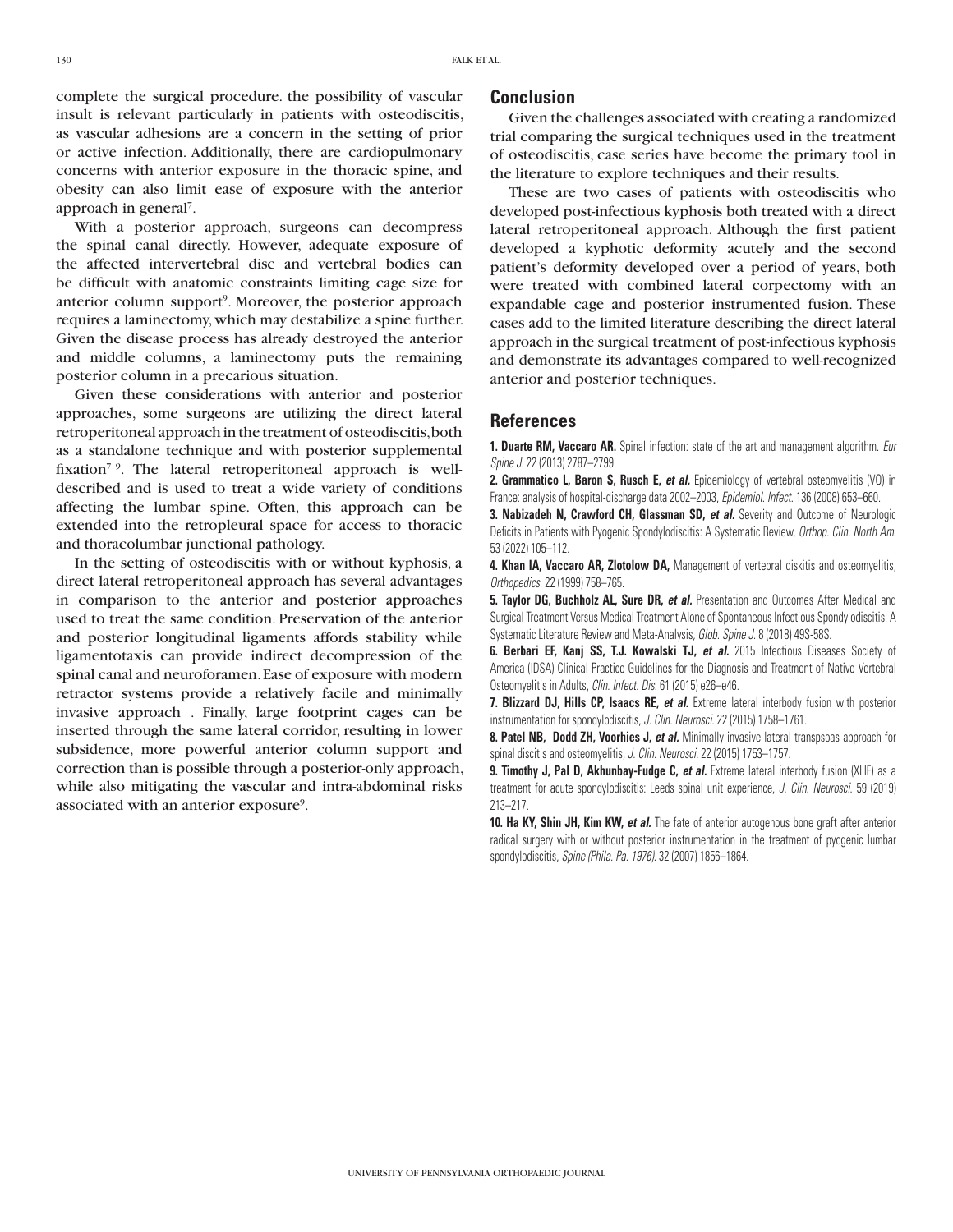complete the surgical procedure. the possibility of vascular insult is relevant particularly in patients with osteodiscitis, as vascular adhesions are a concern in the setting of prior or active infection. Additionally, there are cardiopulmonary concerns with anterior exposure in the thoracic spine, and obesity can also limit ease of exposure with the anterior approach in general[7].

With a posterior approach, surgeons can decompress the spinal canal directly. However, adequate exposure of the affected intervertebral disc and vertebral bodies can be difficult with anatomic constraints limiting cage size for anterior column support[9]. Moreover, the posterior approach requires a laminectomy, which may destabilize a spine further. Given the disease process has already destroyed the anterior and middle columns, a laminectomy puts the remaining posterior column in a precarious situation.

Given these considerations with anterior and posterior approaches, some surgeons are utilizing the direct lateral retroperitoneal approach in the treatment of osteodiscitis, both as a standalone technique and with posterior supplemental fixation[7-9]. The lateral retroperitoneal approach is well-described and is used to treat a wide variety of conditions affecting the lumbar spine. Often, this approach can be extended into the retropleural space for access to thoracic and thoracolumbar junctional pathology.

In the setting of osteodiscitis with or without kyphosis, a direct lateral retroperitoneal approach has several advantages in comparison to the anterior and posterior approaches used to treat the same condition. Preservation of the anterior and posterior longitudinal ligaments affords stability while ligamentotaxis can provide indirect decompression of the spinal canal and neuroforamen. Ease of exposure with modern retractor systems provide a relatively facile and minimally invasive approach . Finally, large footprint cages can be inserted through the same lateral corridor, resulting in lower subsidence, more powerful anterior column support and correction than is possible through a posterior-only approach, while also mitigating the vascular and intra-abdominal risks associated with an anterior exposure[9].

## Conclusion

Given the challenges associated with creating a randomized trial comparing the surgical techniques used in the treatment of osteodiscitis, case series have become the primary tool in the literature to explore techniques and their results.

These are two cases of patients with osteodiscitis who developed post-infectious kyphosis both treated with a direct lateral retroperitoneal approach. Although the first patient developed a kyphotic deformity acutely and the second patient's deformity developed over a period of years, both were treated with combined lateral corpectomy with an expandable cage and posterior instrumented fusion. These cases add to the limited literature describing the direct lateral approach in the surgical treatment of post-infectious kyphosis and demonstrate its advantages compared to well-recognized anterior and posterior techniques.

## References

**1. Duarte RM, Vaccaro AR.** Spinal infection: state of the art and management algorithm. *Eur Spine J.* 22 (2013) 2787–2799.

**2. Grammatico L, Baron S, Rusch E, *et al.*** Epidemiology of vertebral osteomyelitis (VO) in France: analysis of hospital-discharge data 2002–2003, *Epidemiol. Infect.* 136 (2008) 653–660.

**3. Nabizadeh N, Crawford CH, Glassman SD, *et al.*** Severity and Outcome of Neurologic Deficits in Patients with Pyogenic Spondylodiscitis: A Systematic Review, *Orthop. Clin. North Am.* 53 (2022) 105–112.

**4. Khan IA, Vaccaro AR, Zlotolow DA,** Management of vertebral diskitis and osteomyelitis, *Orthopedics.* 22 (1999) 758–765.

**5. Taylor DG, Buchholz AL, Sure DR, *et al.*** Presentation and Outcomes After Medical and Surgical Treatment Versus Medical Treatment Alone of Spontaneous Infectious Spondylodiscitis: A Systematic Literature Review and Meta-Analysis, *Glob. Spine J.* 8 (2018) 49S-58S.

**6. Berbari EF, Kanj SS, T.J. Kowalski TJ, *et al.*** 2015 Infectious Diseases Society of America (IDSA) Clinical Practice Guidelines for the Diagnosis and Treatment of Native Vertebral Osteomyelitis in Adults, *Clin. Infect. Dis.* 61 (2015) e26–e46.

**7. Blizzard DJ, Hills CP, Isaacs RE, *et al.*** Extreme lateral interbody fusion with posterior instrumentation for spondylodiscitis, *J. Clin. Neurosci.* 22 (2015) 1758–1761.

**8. Patel NB, Dodd ZH, Voorhies J, *et al.*** Minimally invasive lateral transpsoas approach for spinal discitis and osteomyelitis, *J. Clin. Neurosci.* 22 (2015) 1753–1757.

**9. Timothy J, Pal D, Akhunbay-Fudge C, *et al.*** Extreme lateral interbody fusion (XLIF) as a treatment for acute spondylodiscitis: Leeds spinal unit experience, *J. Clin. Neurosci.* 59 (2019) 213–217.

**10. Ha KY, Shin JH, Kim KW, *et al.*** The fate of anterior autogenous bone graft after anterior radical surgery with or without posterior instrumentation in the treatment of pyogenic lumbar spondylodiscitis, *Spine (Phila. Pa. 1976).* 32 (2007) 1856–1864.